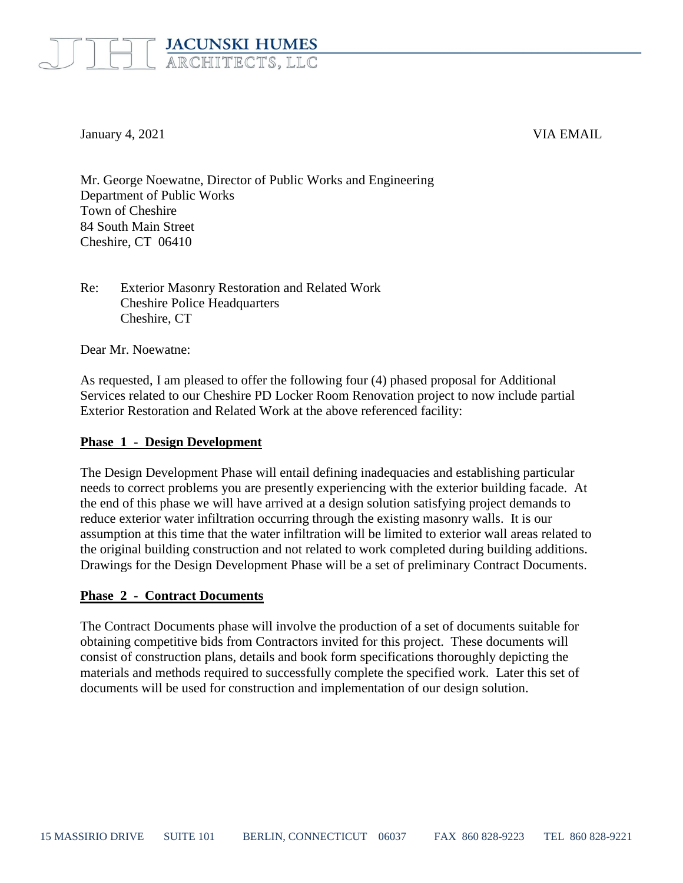**JACUNSKI HUMES**
ARCHITECTS, LLC

January 4, 2021 VIA EMAIL

Mr. George Noewatne, Director of Public Works and Engineering
Department of Public Works
Town of Cheshire
84 South Main Street
Cheshire, CT 06410

Re: Exterior Masonry Restoration and Related Work
Cheshire Police Headquarters
Cheshire, CT

Dear Mr. Noewatne:

As requested, I am pleased to offer the following four (4) phased proposal for Additional Services related to our Cheshire PD Locker Room Renovation project to now include partial Exterior Restoration and Related Work at the above referenced facility:

**Phase 1 - Design Development**

The Design Development Phase will entail defining inadequacies and establishing particular needs to correct problems you are presently experiencing with the exterior building facade. At the end of this phase we will have arrived at a design solution satisfying project demands to reduce exterior water infiltration occurring through the existing masonry walls. It is our assumption at this time that the water infiltration will be limited to exterior wall areas related to the original building construction and not related to work completed during building additions. Drawings for the Design Development Phase will be a set of preliminary Contract Documents.

**Phase 2 - Contract Documents**

The Contract Documents phase will involve the production of a set of documents suitable for obtaining competitive bids from Contractors invited for this project. These documents will consist of construction plans, details and book form specifications thoroughly depicting the materials and methods required to successfully complete the specified work. Later this set of documents will be used for construction and implementation of our design solution.

15 MASSIRIO DRIVE SUITE 101 BERLIN, CONNECTICUT 06037 FAX 860 828-9223 TEL 860 828-9221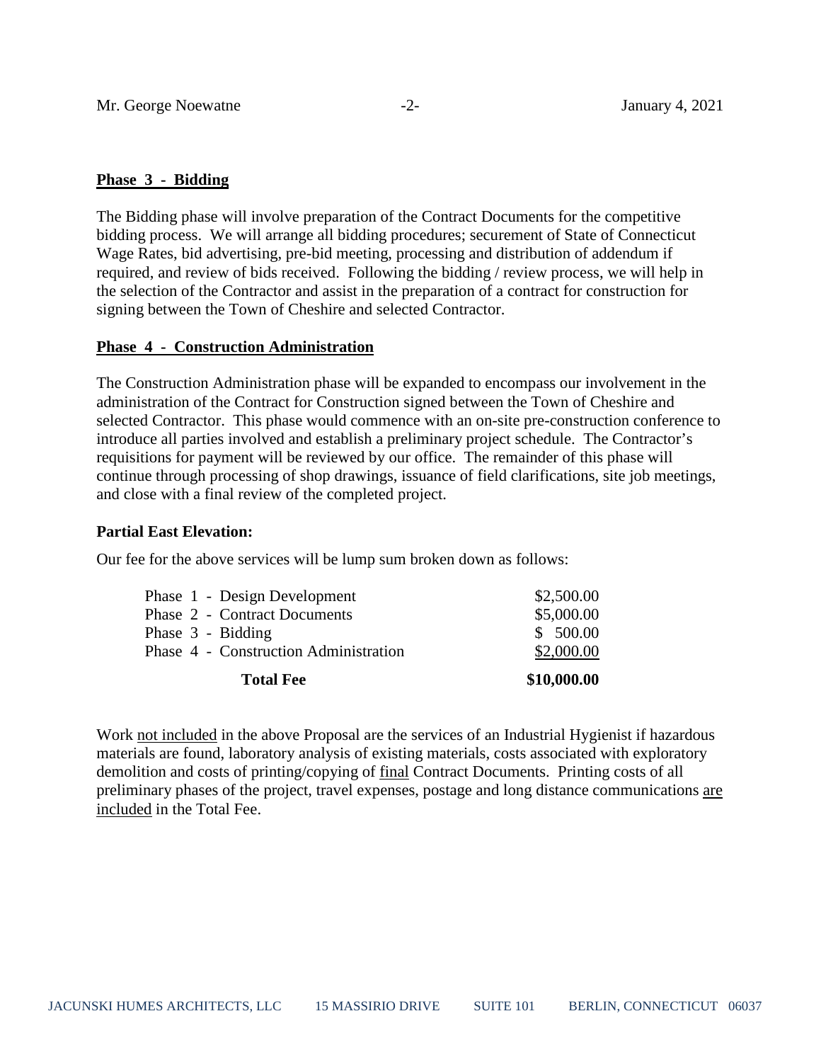**Phase 3 - Bidding**

The Bidding phase will involve preparation of the Contract Documents for the competitive bidding process. We will arrange all bidding procedures; securement of State of Connecticut Wage Rates, bid advertising, pre-bid meeting, processing and distribution of addendum if required, and review of bids received. Following the bidding / review process, we will help in the selection of the Contractor and assist in the preparation of a contract for construction for signing between the Town of Cheshire and selected Contractor.

**Phase 4 - Construction Administration**

The Construction Administration phase will be expanded to encompass our involvement in the administration of the Contract for Construction signed between the Town of Cheshire and selected Contractor. This phase would commence with an on-site pre-construction conference to introduce all parties involved and establish a preliminary project schedule. The Contractor's requisitions for payment will be reviewed by our office. The remainder of this phase will continue through processing of shop drawings, issuance of field clarifications, site job meetings, and close with a final review of the completed project.

**Partial East Elevation:**

Our fee for the above services will be lump sum broken down as follows:

| | |
|---|---|
| Phase 1 - Design Development | $2,500.00 |
| Phase 2 - Contract Documents | $5,000.00 |
| Phase 3 - Bidding | $ 500.00 |
| Phase 4 - Construction Administration | $2,000.00 |
| **Total Fee** | **$10,000.00** |

Work not included in the above Proposal are the services of an Industrial Hygienist if hazardous materials are found, laboratory analysis of existing materials, costs associated with exploratory demolition and costs of printing/copying of final Contract Documents. Printing costs of all preliminary phases of the project, travel expenses, postage and long distance communications are included in the Total Fee.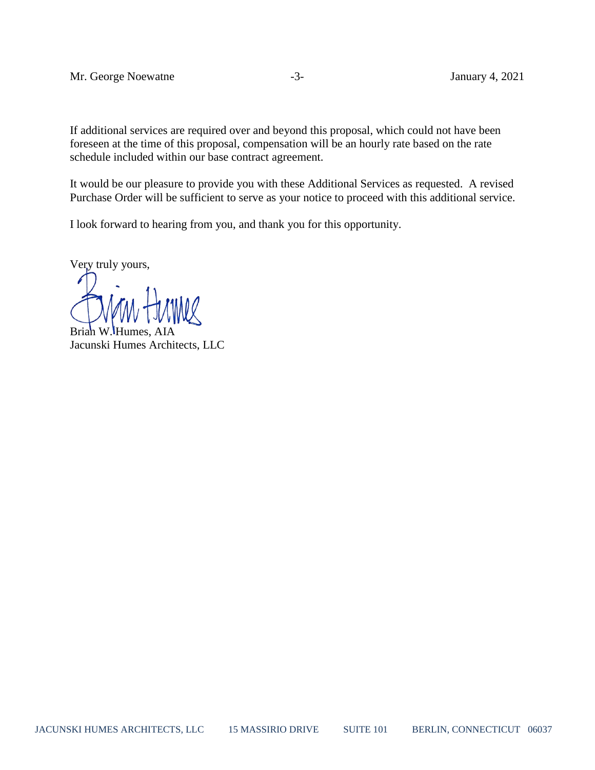If additional services are required over and beyond this proposal, which could not have been foreseen at the time of this proposal, compensation will be an hourly rate based on the rate schedule included within our base contract agreement.

It would be our pleasure to provide you with these Additional Services as requested. A revised Purchase Order will be sufficient to serve as your notice to proceed with this additional service.

I look forward to hearing from you, and thank you for this opportunity.

Very truly yours,

Brian W. Humes, AIA
Jacunski Humes Architects, LLC